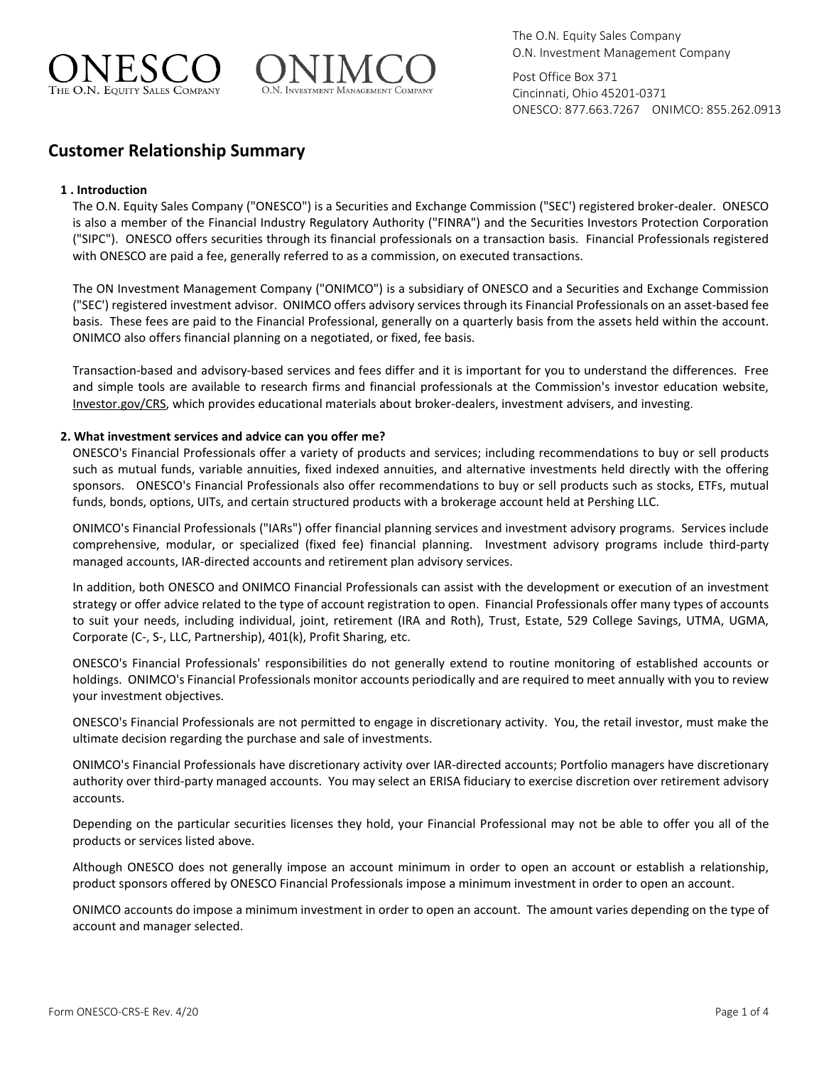ONESCO
THE O.N. EQUITY SALES COMPANY

ONIMCO
O.N. INVESTMENT MANAGEMENT COMPANY

The O.N. Equity Sales Company
O.N. Investment Management Company

Post Office Box 371
Cincinnati, Ohio 45201-0371
ONESCO: 877.663.7267 ONIMCO: 855.262.0913

# Customer Relationship Summary

## 1 . Introduction

The O.N. Equity Sales Company ("ONESCO") is a Securities and Exchange Commission ("SEC') registered broker-dealer. ONESCO is also a member of the Financial Industry Regulatory Authority ("FINRA") and the Securities Investors Protection Corporation ("SIPC"). ONESCO offers securities through its financial professionals on a transaction basis. Financial Professionals registered with ONESCO are paid a fee, generally referred to as a commission, on executed transactions.

The ON Investment Management Company ("ONIMCO") is a subsidiary of ONESCO and a Securities and Exchange Commission ("SEC') registered investment advisor. ONIMCO offers advisory services through its Financial Professionals on an asset-based fee basis. These fees are paid to the Financial Professional, generally on a quarterly basis from the assets held within the account. ONIMCO also offers financial planning on a negotiated, or fixed, fee basis.

Transaction-based and advisory-based services and fees differ and it is important for you to understand the differences. Free and simple tools are available to research firms and financial professionals at the Commission's investor education website, Investor.gov/CRS, which provides educational materials about broker-dealers, investment advisers, and investing.

## 2. What investment services and advice can you offer me?

ONESCO's Financial Professionals offer a variety of products and services; including recommendations to buy or sell products such as mutual funds, variable annuities, fixed indexed annuities, and alternative investments held directly with the offering sponsors. ONESCO's Financial Professionals also offer recommendations to buy or sell products such as stocks, ETFs, mutual funds, bonds, options, UITs, and certain structured products with a brokerage account held at Pershing LLC.

ONIMCO's Financial Professionals ("IARs") offer financial planning services and investment advisory programs. Services include comprehensive, modular, or specialized (fixed fee) financial planning. Investment advisory programs include third-party managed accounts, IAR-directed accounts and retirement plan advisory services.

In addition, both ONESCO and ONIMCO Financial Professionals can assist with the development or execution of an investment strategy or offer advice related to the type of account registration to open. Financial Professionals offer many types of accounts to suit your needs, including individual, joint, retirement (IRA and Roth), Trust, Estate, 529 College Savings, UTMA, UGMA, Corporate (C-, S-, LLC, Partnership), 401(k), Profit Sharing, etc.

ONESCO's Financial Professionals' responsibilities do not generally extend to routine monitoring of established accounts or holdings. ONIMCO's Financial Professionals monitor accounts periodically and are required to meet annually with you to review your investment objectives.

ONESCO's Financial Professionals are not permitted to engage in discretionary activity. You, the retail investor, must make the ultimate decision regarding the purchase and sale of investments.

ONIMCO's Financial Professionals have discretionary activity over IAR-directed accounts; Portfolio managers have discretionary authority over third-party managed accounts. You may select an ERISA fiduciary to exercise discretion over retirement advisory accounts.

Depending on the particular securities licenses they hold, your Financial Professional may not be able to offer you all of the products or services listed above.

Although ONESCO does not generally impose an account minimum in order to open an account or establish a relationship, product sponsors offered by ONESCO Financial Professionals impose a minimum investment in order to open an account.

ONIMCO accounts do impose a minimum investment in order to open an account. The amount varies depending on the type of account and manager selected.

Form ONESCO-CRS-E Rev. 4/20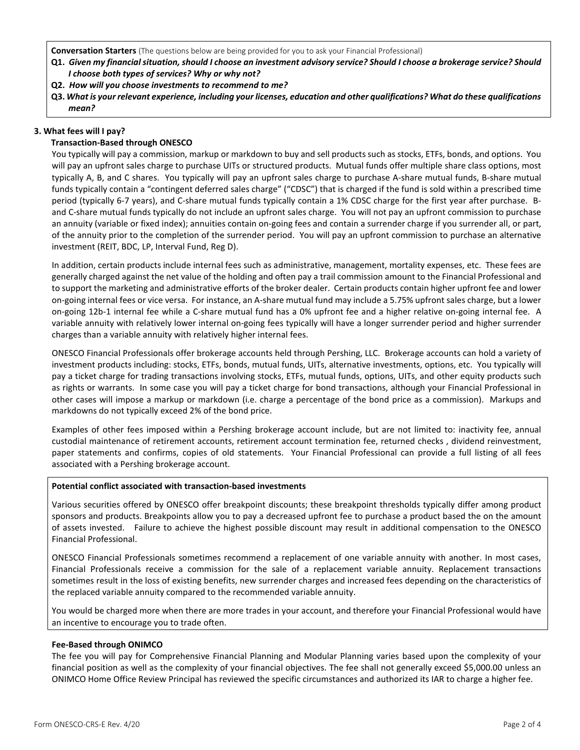**Conversation Starters** (The questions below are being provided for you to ask your Financial Professional)

**Q1.** ***Given my financial situation, should I choose an investment advisory service? Should I choose a brokerage service? Should I choose both types of services? Why or why not?***

**Q2.** ***How will you choose investments to recommend to me?***

**Q3.** ***What is your relevant experience, including your licenses, education and other qualifications? What do these qualifications mean?***

### 3. What fees will I pay?

#### Transaction-Based through ONESCO

You typically will pay a commission, markup or markdown to buy and sell products such as stocks, ETFs, bonds, and options. You will pay an upfront sales charge to purchase UITs or structured products. Mutual funds offer multiple share class options, most typically A, B, and C shares. You typically will pay an upfront sales charge to purchase A-share mutual funds, B-share mutual funds typically contain a "contingent deferred sales charge" ("CDSC") that is charged if the fund is sold within a prescribed time period (typically 6-7 years), and C-share mutual funds typically contain a 1% CDSC charge for the first year after purchase. B- and C-share mutual funds typically do not include an upfront sales charge. You will not pay an upfront commission to purchase an annuity (variable or fixed index); annuities contain on-going fees and contain a surrender charge if you surrender all, or part, of the annuity prior to the completion of the surrender period. You will pay an upfront commission to purchase an alternative investment (REIT, BDC, LP, Interval Fund, Reg D).

In addition, certain products include internal fees such as administrative, management, mortality expenses, etc. These fees are generally charged against the net value of the holding and often pay a trail commission amount to the Financial Professional and to support the marketing and administrative efforts of the broker dealer. Certain products contain higher upfront fee and lower on-going internal fees or vice versa. For instance, an A-share mutual fund may include a 5.75% upfront sales charge, but a lower on-going 12b-1 internal fee while a C-share mutual fund has a 0% upfront fee and a higher relative on-going internal fee. A variable annuity with relatively lower internal on-going fees typically will have a longer surrender period and higher surrender charges than a variable annuity with relatively higher internal fees.

ONESCO Financial Professionals offer brokerage accounts held through Pershing, LLC. Brokerage accounts can hold a variety of investment products including: stocks, ETFs, bonds, mutual funds, UITs, alternative investments, options, etc. You typically will pay a ticket charge for trading transactions involving stocks, ETFs, mutual funds, options, UITs, and other equity products such as rights or warrants. In some case you will pay a ticket charge for bond transactions, although your Financial Professional in other cases will impose a markup or markdown (i.e. charge a percentage of the bond price as a commission). Markups and markdowns do not typically exceed 2% of the bond price.

Examples of other fees imposed within a Pershing brokerage account include, but are not limited to: inactivity fee, annual custodial maintenance of retirement accounts, retirement account termination fee, returned checks , dividend reinvestment, paper statements and confirms, copies of old statements. Your Financial Professional can provide a full listing of all fees associated with a Pershing brokerage account.

**Potential conflict associated with transaction-based investments**

Various securities offered by ONESCO offer breakpoint discounts; these breakpoint thresholds typically differ among product sponsors and products. Breakpoints allow you to pay a decreased upfront fee to purchase a product based the on the amount of assets invested. Failure to achieve the highest possible discount may result in additional compensation to the ONESCO Financial Professional.

ONESCO Financial Professionals sometimes recommend a replacement of one variable annuity with another. In most cases, Financial Professionals receive a commission for the sale of a replacement variable annuity. Replacement transactions sometimes result in the loss of existing benefits, new surrender charges and increased fees depending on the characteristics of the replaced variable annuity compared to the recommended variable annuity.

You would be charged more when there are more trades in your account, and therefore your Financial Professional would have an incentive to encourage you to trade often.

#### Fee-Based through ONIMCO

The fee you will pay for Comprehensive Financial Planning and Modular Planning varies based upon the complexity of your financial position as well as the complexity of your financial objectives. The fee shall not generally exceed $5,000.00 unless an ONIMCO Home Office Review Principal has reviewed the specific circumstances and authorized its IAR to charge a higher fee.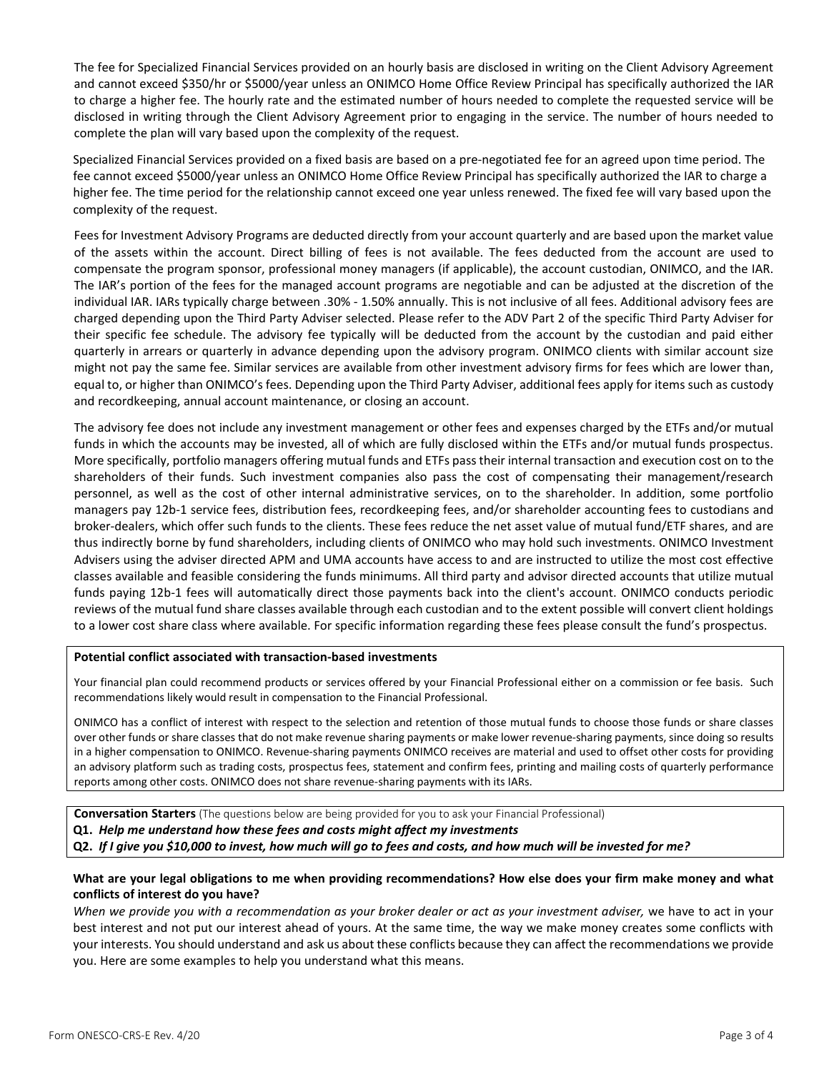The fee for Specialized Financial Services provided on an hourly basis are disclosed in writing on the Client Advisory Agreement and cannot exceed $350/hr or $5000/year unless an ONIMCO Home Office Review Principal has specifically authorized the IAR to charge a higher fee. The hourly rate and the estimated number of hours needed to complete the requested service will be disclosed in writing through the Client Advisory Agreement prior to engaging in the service. The number of hours needed to complete the plan will vary based upon the complexity of the request.

Specialized Financial Services provided on a fixed basis are based on a pre-negotiated fee for an agreed upon time period. The fee cannot exceed $5000/year unless an ONIMCO Home Office Review Principal has specifically authorized the IAR to charge a higher fee. The time period for the relationship cannot exceed one year unless renewed. The fixed fee will vary based upon the complexity of the request.

Fees for Investment Advisory Programs are deducted directly from your account quarterly and are based upon the market value of the assets within the account. Direct billing of fees is not available. The fees deducted from the account are used to compensate the program sponsor, professional money managers (if applicable), the account custodian, ONIMCO, and the IAR. The IAR's portion of the fees for the managed account programs are negotiable and can be adjusted at the discretion of the individual IAR. IARs typically charge between .30% - 1.50% annually. This is not inclusive of all fees. Additional advisory fees are charged depending upon the Third Party Adviser selected. Please refer to the ADV Part 2 of the specific Third Party Adviser for their specific fee schedule. The advisory fee typically will be deducted from the account by the custodian and paid either quarterly in arrears or quarterly in advance depending upon the advisory program. ONIMCO clients with similar account size might not pay the same fee. Similar services are available from other investment advisory firms for fees which are lower than, equal to, or higher than ONIMCO's fees. Depending upon the Third Party Adviser, additional fees apply for items such as custody and recordkeeping, annual account maintenance, or closing an account.

The advisory fee does not include any investment management or other fees and expenses charged by the ETFs and/or mutual funds in which the accounts may be invested, all of which are fully disclosed within the ETFs and/or mutual funds prospectus. More specifically, portfolio managers offering mutual funds and ETFs pass their internal transaction and execution cost on to the shareholders of their funds. Such investment companies also pass the cost of compensating their management/research personnel, as well as the cost of other internal administrative services, on to the shareholder. In addition, some portfolio managers pay 12b-1 service fees, distribution fees, recordkeeping fees, and/or shareholder accounting fees to custodians and broker-dealers, which offer such funds to the clients. These fees reduce the net asset value of mutual fund/ETF shares, and are thus indirectly borne by fund shareholders, including clients of ONIMCO who may hold such investments. ONIMCO Investment Advisers using the adviser directed APM and UMA accounts have access to and are instructed to utilize the most cost effective classes available and feasible considering the funds minimums. All third party and advisor directed accounts that utilize mutual funds paying 12b-1 fees will automatically direct those payments back into the client's account. ONIMCO conducts periodic reviews of the mutual fund share classes available through each custodian and to the extent possible will convert client holdings to a lower cost share class where available. For specific information regarding these fees please consult the fund's prospectus.

**Potential conflict associated with transaction-based investments**

Your financial plan could recommend products or services offered by your Financial Professional either on a commission or fee basis. Such recommendations likely would result in compensation to the Financial Professional.

ONIMCO has a conflict of interest with respect to the selection and retention of those mutual funds to choose those funds or share classes over other funds or share classes that do not make revenue sharing payments or make lower revenue-sharing payments, since doing so results in a higher compensation to ONIMCO. Revenue-sharing payments ONIMCO receives are material and used to offset other costs for providing an advisory platform such as trading costs, prospectus fees, statement and confirm fees, printing and mailing costs of quarterly performance reports among other costs. ONIMCO does not share revenue-sharing payments with its IARs.

**Conversation Starters** (The questions below are being provided for you to ask your Financial Professional)

**Q1.** ***Help me understand how these fees and costs might affect my investments***

**Q2.** ***If I give you $10,000 to invest, how much will go to fees and costs, and how much will be invested for me?***

**What are your legal obligations to me when providing recommendations? How else does your firm make money and what conflicts of interest do you have?**

*When we provide you with a recommendation as your broker dealer or act as your investment adviser,* we have to act in your best interest and not put our interest ahead of yours. At the same time, the way we make money creates some conflicts with your interests. You should understand and ask us about these conflicts because they can affect the recommendations we provide you. Here are some examples to help you understand what this means.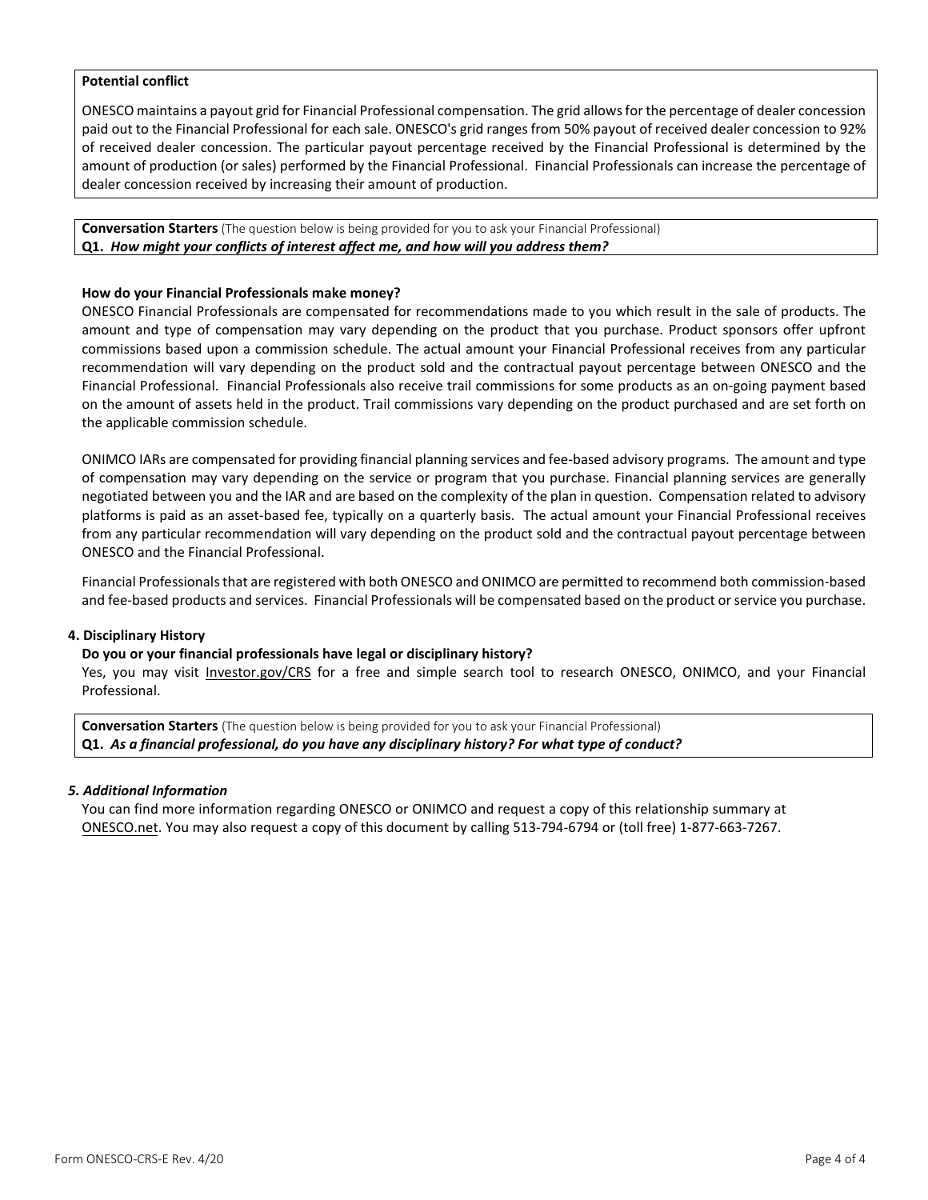**Potential conflict**

ONESCO maintains a payout grid for Financial Professional compensation. The grid allows for the percentage of dealer concession paid out to the Financial Professional for each sale. ONESCO's grid ranges from 50% payout of received dealer concession to 92% of received dealer concession. The particular payout percentage received by the Financial Professional is determined by the amount of production (or sales) performed by the Financial Professional. Financial Professionals can increase the percentage of dealer concession received by increasing their amount of production.

**Conversation Starters** (The question below is being provided for you to ask your Financial Professional)
**Q1.** ***How might your conflicts of interest affect me, and how will you address them?***

**How do your Financial Professionals make money?**

ONESCO Financial Professionals are compensated for recommendations made to you which result in the sale of products. The amount and type of compensation may vary depending on the product that you purchase. Product sponsors offer upfront commissions based upon a commission schedule. The actual amount your Financial Professional receives from any particular recommendation will vary depending on the product sold and the contractual payout percentage between ONESCO and the Financial Professional. Financial Professionals also receive trail commissions for some products as an on-going payment based on the amount of assets held in the product. Trail commissions vary depending on the product purchased and are set forth on the applicable commission schedule.

ONIMCO IARs are compensated for providing financial planning services and fee-based advisory programs. The amount and type of compensation may vary depending on the service or program that you purchase. Financial planning services are generally negotiated between you and the IAR and are based on the complexity of the plan in question. Compensation related to advisory platforms is paid as an asset-based fee, typically on a quarterly basis. The actual amount your Financial Professional receives from any particular recommendation will vary depending on the product sold and the contractual payout percentage between ONESCO and the Financial Professional.

Financial Professionals that are registered with both ONESCO and ONIMCO are permitted to recommend both commission-based and fee-based products and services. Financial Professionals will be compensated based on the product or service you purchase.

### 4. Disciplinary History

**Do you or your financial professionals have legal or disciplinary history?**

Yes, you may visit Investor.gov/CRS for a free and simple search tool to research ONESCO, ONIMCO, and your Financial Professional.

**Conversation Starters** (The question below is being provided for you to ask your Financial Professional)
**Q1.** ***As a financial professional, do you have any disciplinary history? For what type of conduct?***

### *5. Additional Information*

You can find more information regarding ONESCO or ONIMCO and request a copy of this relationship summary at ONESCO.net. You may also request a copy of this document by calling 513-794-6794 or (toll free) 1-877-663-7267.